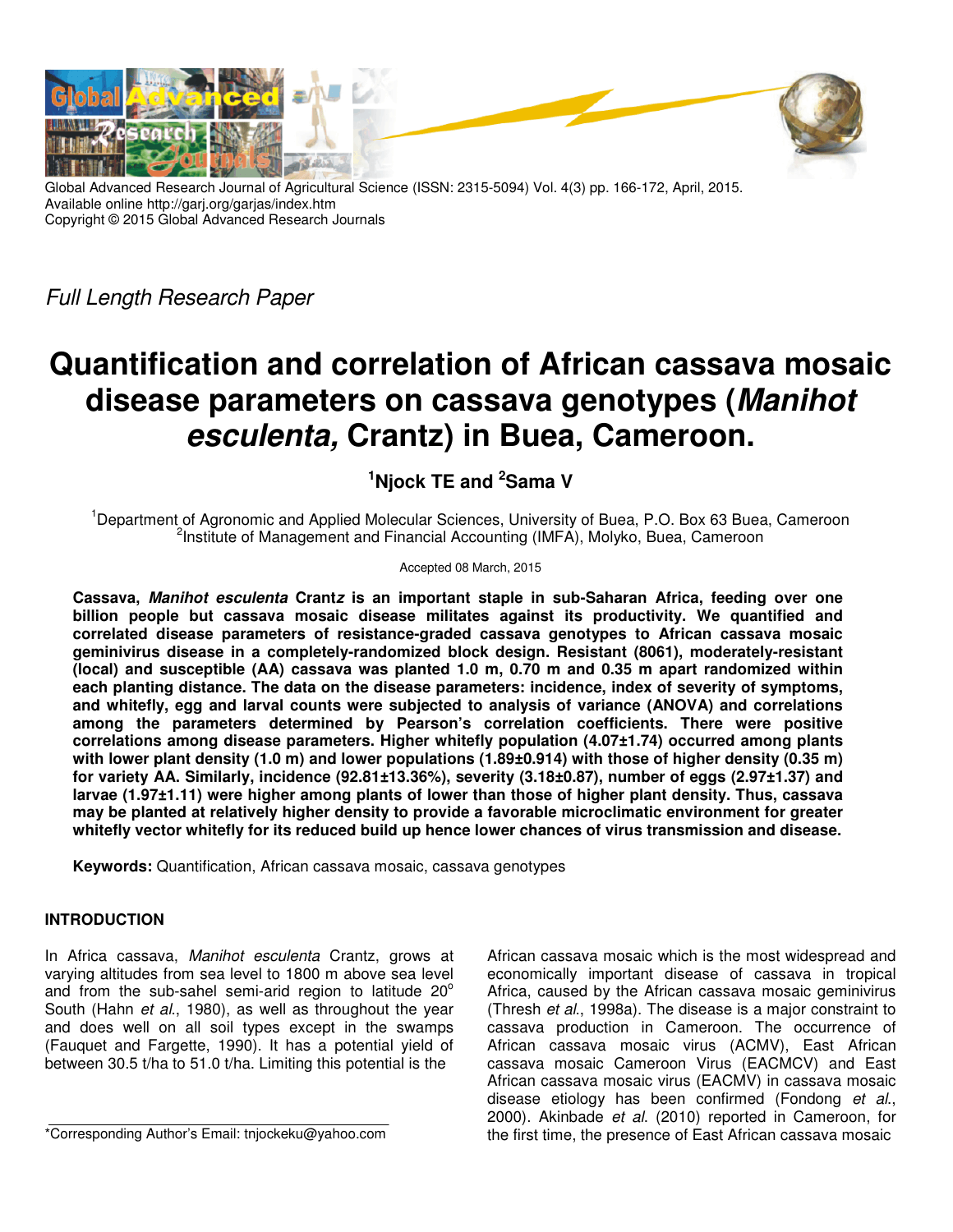Global Advanced Research Journal of Agricultural Science (ISSN: 2315-5094) Vol. 4(3) pp. 166-172, April, 2015.
Available online http://garj.org/garjas/index.htm
Copyright © 2015 Global Advanced Research Journals

*Full Length Research Paper*

# Quantification and correlation of African cassava mosaic disease parameters on cassava genotypes (*Manihot esculenta,* Crantz) in Buea, Cameroon.

**[1]Njock TE and [2]Sama V**

[1]Department of Agronomic and Applied Molecular Sciences, University of Buea, P.O. Box 63 Buea, Cameroon
[2]Institute of Management and Financial Accounting (IMFA), Molyko, Buea, Cameroon

Accepted 08 March, 2015

**Cassava, *Manihot esculenta* Crantz is an important staple in sub-Saharan Africa, feeding over one billion people but cassava mosaic disease militates against its productivity. We quantified and correlated disease parameters of resistance-graded cassava genotypes to African cassava mosaic geminivirus disease in a completely-randomized block design. Resistant (8061), moderately-resistant (local) and susceptible (AA) cassava was planted 1.0 m, 0.70 m and 0.35 m apart randomized within each planting distance. The data on the disease parameters: incidence, index of severity of symptoms, and whitefly, egg and larval counts were subjected to analysis of variance (ANOVA) and correlations among the parameters determined by Pearson's correlation coefficients. There were positive correlations among disease parameters. Higher whitefly population (4.07±1.74) occurred among plants with lower plant density (1.0 m) and lower populations (1.89±0.914) with those of higher density (0.35 m) for variety AA. Similarly, incidence (92.81±13.36%), severity (3.18±0.87), number of eggs (2.97±1.37) and larvae (1.97±1.11) were higher among plants of lower than those of higher plant density. Thus, cassava may be planted at relatively higher density to provide a favorable microclimatic environment for greater whitefly vector whitefly for its reduced build up hence lower chances of virus transmission and disease.**

**Keywords:** Quantification, African cassava mosaic, cassava genotypes

## INTRODUCTION

In Africa cassava, *Manihot esculenta* Crantz, grows at varying altitudes from sea level to 1800 m above sea level and from the sub-sahel semi-arid region to latitude 20° South (Hahn *et al*., 1980), as well as throughout the year and does well on all soil types except in the swamps (Fauquet and Fargette, 1990). It has a potential yield of between 30.5 t/ha to 51.0 t/ha. Limiting this potential is the African cassava mosaic which is the most widespread and economically important disease of cassava in tropical Africa, caused by the African cassava mosaic geminivirus (Thresh *et al*., 1998a). The disease is a major constraint to cassava production in Cameroon. The occurrence of African cassava mosaic virus (ACMV), East African cassava mosaic Cameroon Virus (EACMCV) and East African cassava mosaic virus (EACMV) in cassava mosaic disease etiology has been confirmed (Fondong *et al*., 2000). Akinbade *et al*. (2010) reported in Cameroon, for the first time, the presence of East African cassava mosaic

*Corresponding Author's Email: tnjockeku@yahoo.com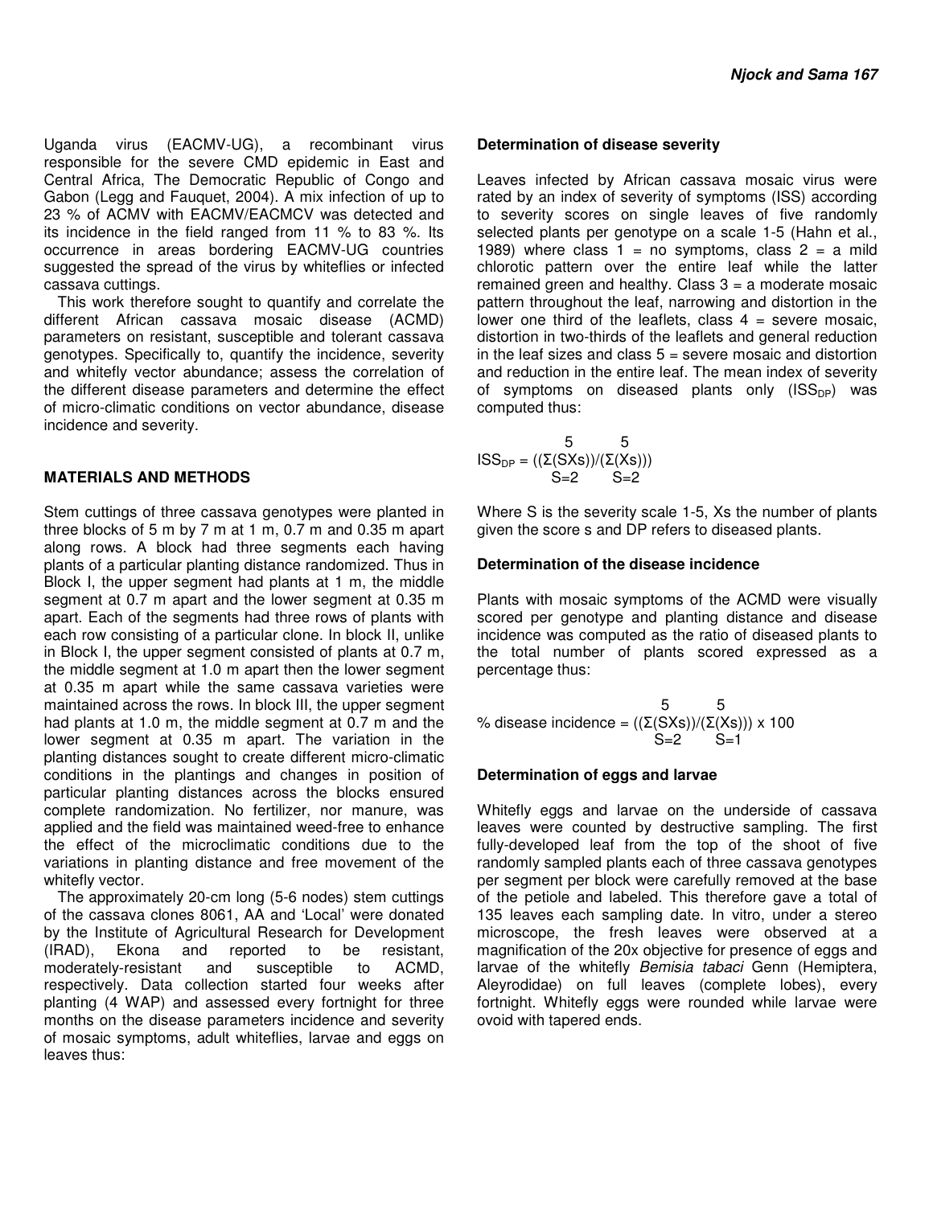Uganda virus (EACMV-UG), a recombinant virus responsible for the severe CMD epidemic in East and Central Africa, The Democratic Republic of Congo and Gabon (Legg and Fauquet, 2004). A mix infection of up to 23 % of ACMV with EACMV/EACMCV was detected and its incidence in the field ranged from 11 % to 83 %. Its occurrence in areas bordering EACMV-UG countries suggested the spread of the virus by whiteflies or infected cassava cuttings.

This work therefore sought to quantify and correlate the different African cassava mosaic disease (ACMD) parameters on resistant, susceptible and tolerant cassava genotypes. Specifically to, quantify the incidence, severity and whitefly vector abundance; assess the correlation of the different disease parameters and determine the effect of micro-climatic conditions on vector abundance, disease incidence and severity.

## MATERIALS AND METHODS

Stem cuttings of three cassava genotypes were planted in three blocks of 5 m by 7 m at 1 m, 0.7 m and 0.35 m apart along rows. A block had three segments each having plants of a particular planting distance randomized. Thus in Block I, the upper segment had plants at 1 m, the middle segment at 0.7 m apart and the lower segment at 0.35 m apart. Each of the segments had three rows of plants with each row consisting of a particular clone. In block II, unlike in Block I, the upper segment consisted of plants at 0.7 m, the middle segment at 1.0 m apart then the lower segment at 0.35 m apart while the same cassava varieties were maintained across the rows. In block III, the upper segment had plants at 1.0 m, the middle segment at 0.7 m and the lower segment at 0.35 m apart. The variation in the planting distances sought to create different micro-climatic conditions in the plantings and changes in position of particular planting distances across the blocks ensured complete randomization. No fertilizer, nor manure, was applied and the field was maintained weed-free to enhance the effect of the microclimatic conditions due to the variations in planting distance and free movement of the whitefly vector.

The approximately 20-cm long (5-6 nodes) stem cuttings of the cassava clones 8061, AA and 'Local' were donated by the Institute of Agricultural Research for Development (IRAD), Ekona and reported to be resistant, moderately-resistant and susceptible to ACMD, respectively. Data collection started four weeks after planting (4 WAP) and assessed every fortnight for three months on the disease parameters incidence and severity of mosaic symptoms, adult whiteflies, larvae and eggs on leaves thus:

### Determination of disease severity

Leaves infected by African cassava mosaic virus were rated by an index of severity of symptoms (ISS) according to severity scores on single leaves of five randomly selected plants per genotype on a scale 1-5 (Hahn et al., 1989) where class 1 = no symptoms, class 2 = a mild chlorotic pattern over the entire leaf while the latter remained green and healthy. Class 3 = a moderate mosaic pattern throughout the leaf, narrowing and distortion in the lower one third of the leaflets, class 4 = severe mosaic, distortion in two-thirds of the leaflets and general reduction in the leaf sizes and class 5 = severe mosaic and distortion and reduction in the entire leaf. The mean index of severity of symptoms on diseased plants only ($ISS_{DP}$) was computed thus:

$$ISS_{DP} = \left(\left(\sum_{S=2}^{5}(SXs)\right)/\left(\sum_{S=2}^{5}(Xs)\right)\right)$$

Where S is the severity scale 1-5, Xs the number of plants given the score s and DP refers to diseased plants.

### Determination of the disease incidence

Plants with mosaic symptoms of the ACMD were visually scored per genotype and planting distance and disease incidence was computed as the ratio of diseased plants to the total number of plants scored expressed as a percentage thus:

$$\% \text{ disease incidence} = \left(\left(\sum_{S=2}^{5}(SXs)\right)/\left(\sum_{S=1}^{5}(Xs)\right)\right) \times 100$$

### Determination of eggs and larvae

Whitefly eggs and larvae on the underside of cassava leaves were counted by destructive sampling. The first fully-developed leaf from the top of the shoot of five randomly sampled plants each of three cassava genotypes per segment per block were carefully removed at the base of the petiole and labeled. This therefore gave a total of 135 leaves each sampling date. In vitro, under a stereo microscope, the fresh leaves were observed at a magnification of the 20x objective for presence of eggs and larvae of the whitefly *Bemisia tabaci* Genn (Hemiptera, Aleyrodidae) on full leaves (complete lobes), every fortnight. Whitefly eggs were rounded while larvae were ovoid with tapered ends.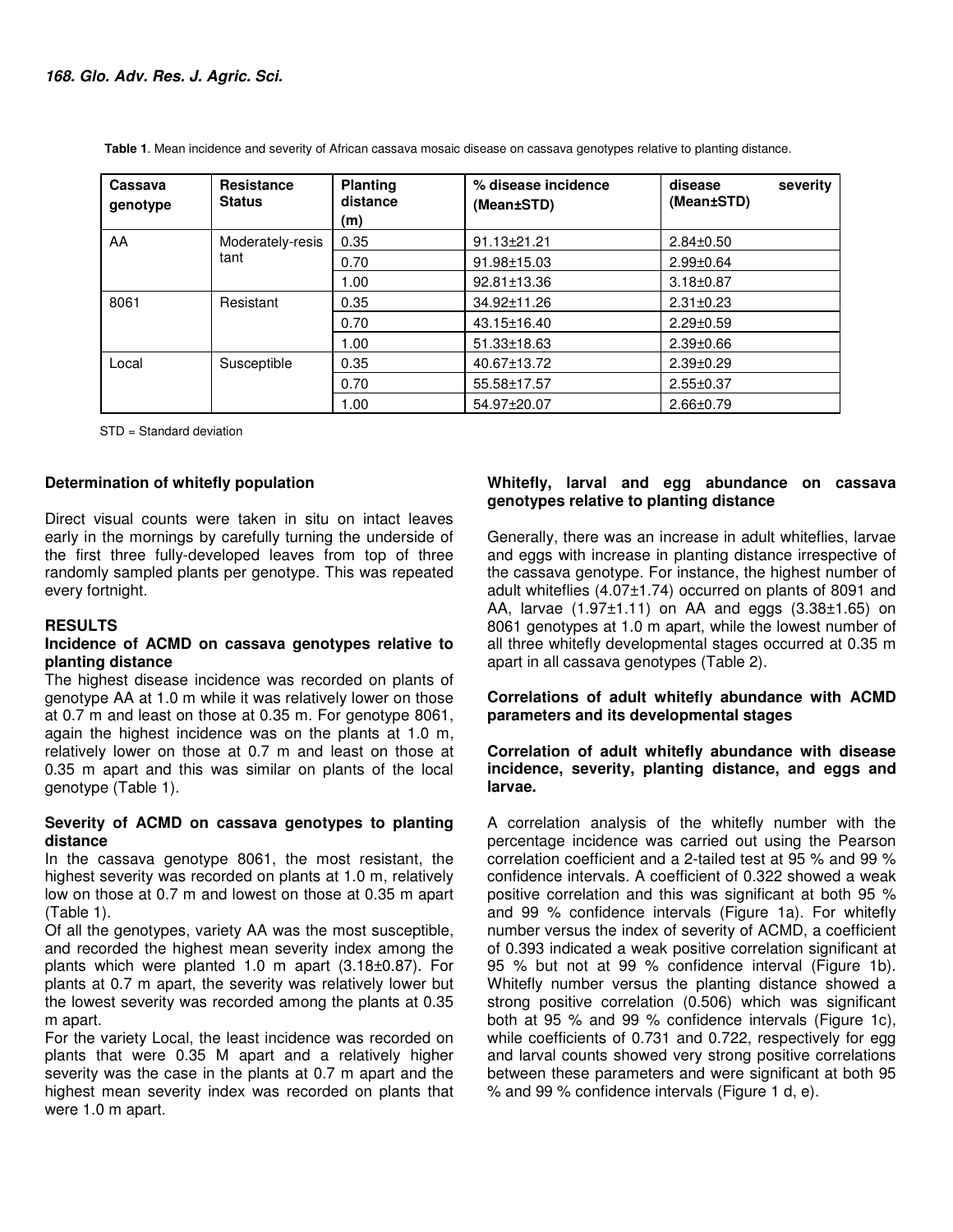**Table 1**. Mean incidence and severity of African cassava mosaic disease on cassava genotypes relative to planting distance.

| Cassava genotype | Resistance Status | Planting distance (m) | % disease incidence (Mean±STD) | disease severity (Mean±STD) |
|---|---|---|---|---|
| AA | Moderately-resistant | 0.35 | 91.13±21.21 | 2.84±0.50 |
| | | 0.70 | 91.98±15.03 | 2.99±0.64 |
| | | 1.00 | 92.81±13.36 | 3.18±0.87 |
| 8061 | Resistant | 0.35 | 34.92±11.26 | 2.31±0.23 |
| | | 0.70 | 43.15±16.40 | 2.29±0.59 |
| | | 1.00 | 51.33±18.63 | 2.39±0.66 |
| Local | Susceptible | 0.35 | 40.67±13.72 | 2.39±0.29 |
| | | 0.70 | 55.58±17.57 | 2.55±0.37 |
| | | 1.00 | 54.97±20.07 | 2.66±0.79 |

STD = Standard deviation

### Determination of whitefly population

Direct visual counts were taken in situ on intact leaves early in the mornings by carefully turning the underside of the first three fully-developed leaves from top of three randomly sampled plants per genotype. This was repeated every fortnight.

## RESULTS

### Incidence of ACMD on cassava genotypes relative to planting distance

The highest disease incidence was recorded on plants of genotype AA at 1.0 m while it was relatively lower on those at 0.7 m and least on those at 0.35 m. For genotype 8061, again the highest incidence was on the plants at 1.0 m, relatively lower on those at 0.7 m and least on those at 0.35 m apart and this was similar on plants of the local genotype (Table 1).

### Severity of ACMD on cassava genotypes to planting distance

In the cassava genotype 8061, the most resistant, the highest severity was recorded on plants at 1.0 m, relatively low on those at 0.7 m and lowest on those at 0.35 m apart (Table 1).

Of all the genotypes, variety AA was the most susceptible, and recorded the highest mean severity index among the plants which were planted 1.0 m apart (3.18±0.87). For plants at 0.7 m apart, the severity was relatively lower but the lowest severity was recorded among the plants at 0.35 m apart.

For the variety Local, the least incidence was recorded on plants that were 0.35 M apart and a relatively higher severity was the case in the plants at 0.7 m apart and the highest mean severity index was recorded on plants that were 1.0 m apart.

### Whitefly, larval and egg abundance on cassava genotypes relative to planting distance

Generally, there was an increase in adult whiteflies, larvae and eggs with increase in planting distance irrespective of the cassava genotype. For instance, the highest number of adult whiteflies (4.07±1.74) occurred on plants of 8091 and AA, larvae (1.97±1.11) on AA and eggs (3.38±1.65) on 8061 genotypes at 1.0 m apart, while the lowest number of all three whitefly developmental stages occurred at 0.35 m apart in all cassava genotypes (Table 2).

### Correlations of adult whitefly abundance with ACMD parameters and its developmental stages

#### Correlation of adult whitefly abundance with disease incidence, severity, planting distance, and eggs and larvae.

A correlation analysis of the whitefly number with the percentage incidence was carried out using the Pearson correlation coefficient and a 2-tailed test at 95 % and 99 % confidence intervals. A coefficient of 0.322 showed a weak positive correlation and this was significant at both 95 % and 99 % confidence intervals (Figure 1a). For whitefly number versus the index of severity of ACMD, a coefficient of 0.393 indicated a weak positive correlation significant at 95 % but not at 99 % confidence interval (Figure 1b). Whitefly number versus the planting distance showed a strong positive correlation (0.506) which was significant both at 95 % and 99 % confidence intervals (Figure 1c), while coefficients of 0.731 and 0.722, respectively for egg and larval counts showed very strong positive correlations between these parameters and were significant at both 95 % and 99 % confidence intervals (Figure 1 d, e).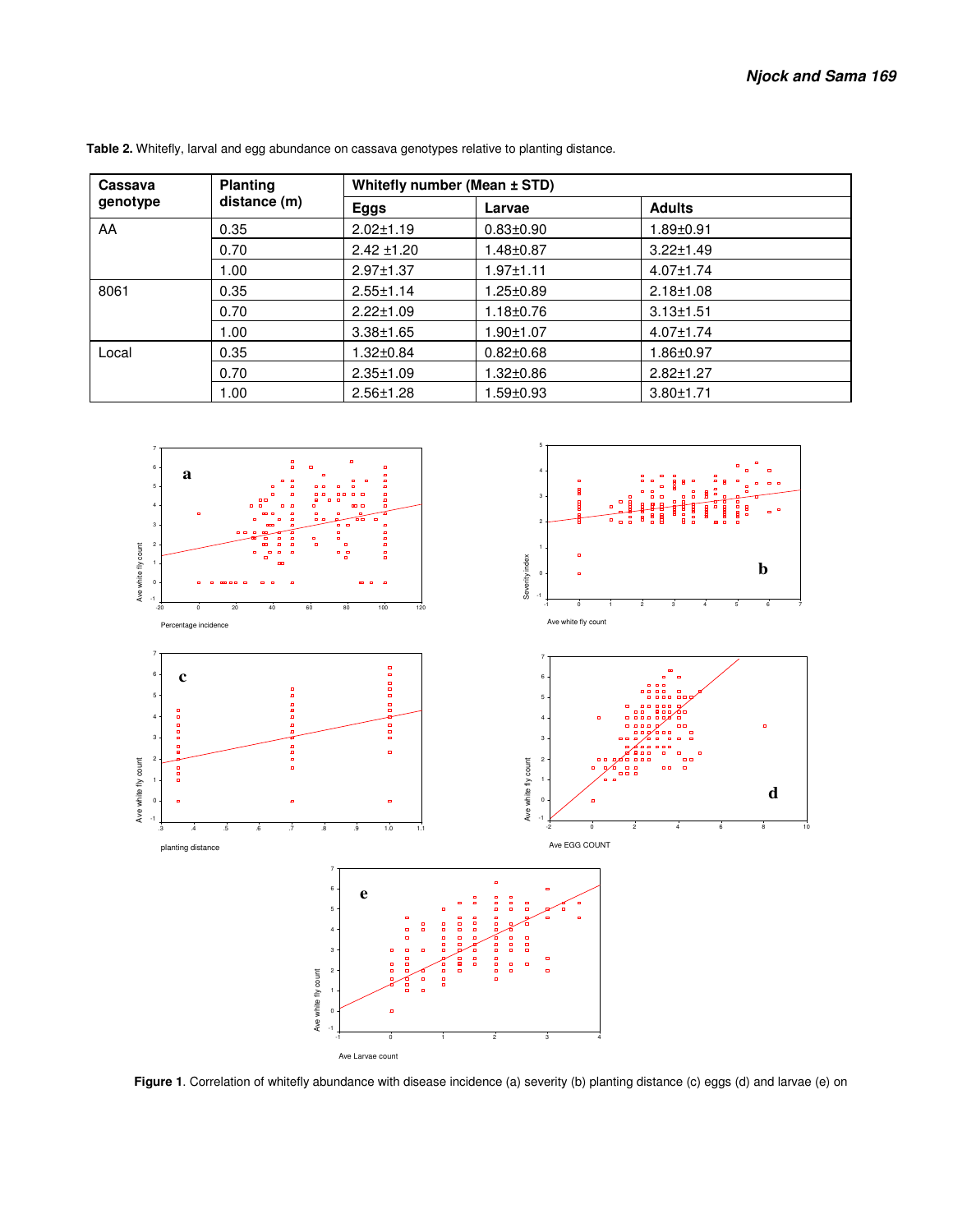**Table 2.** Whitefly, larval and egg abundance on cassava genotypes relative to planting distance.

| Cassava genotype | Planting distance (m) | Whitefly number (Mean ± STD) | | |
|---|---|---|---|---|
| | | Eggs | Larvae | Adults |
| AA | 0.35 | 2.02±1.19 | 0.83±0.90 | 1.89±0.91 |
| | 0.70 | 2.42 ±1.20 | 1.48±0.87 | 3.22±1.49 |
| | 1.00 | 2.97±1.37 | 1.97±1.11 | 4.07±1.74 |
| 8061 | 0.35 | 2.55±1.14 | 1.25±0.89 | 2.18±1.08 |
| | 0.70 | 2.22±1.09 | 1.18±0.76 | 3.13±1.51 |
| | 1.00 | 3.38±1.65 | 1.90±1.07 | 4.07±1.74 |
| Local | 0.35 | 1.32±0.84 | 0.82±0.68 | 1.86±0.97 |
| | 0.70 | 2.35±1.09 | 1.32±0.86 | 2.82±1.27 |
| | 1.00 | 2.56±1.28 | 1.59±0.93 | 3.80±1.71 |

**Figure 1**. Correlation of whitefly abundance with disease incidence (a) severity (b) planting distance (c) eggs (d) and larvae (e) on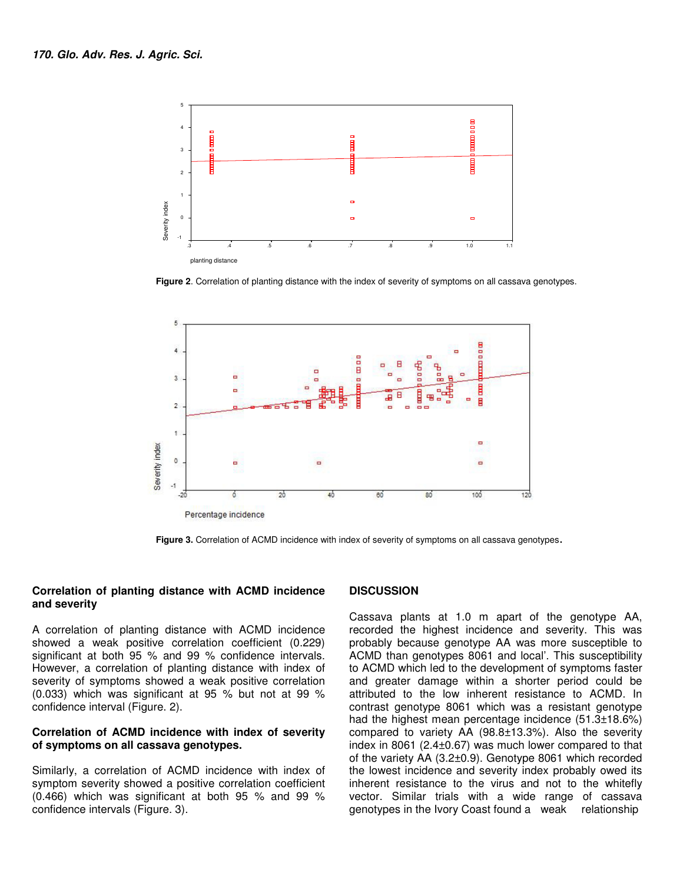**Figure 2**. Correlation of planting distance with the index of severity of symptoms on all cassava genotypes.

**Figure 3.** Correlation of ACMD incidence with index of severity of symptoms on all cassava genotypes.

### Correlation of planting distance with ACMD incidence and severity

A correlation of planting distance with ACMD incidence showed a weak positive correlation coefficient (0.229) significant at both 95 % and 99 % confidence intervals. However, a correlation of planting distance with index of severity of symptoms showed a weak positive correlation (0.033) which was significant at 95 % but not at 99 % confidence interval (Figure. 2).

### Correlation of ACMD incidence with index of severity of symptoms on all cassava genotypes.

Similarly, a correlation of ACMD incidence with index of symptom severity showed a positive correlation coefficient (0.466) which was significant at both 95 % and 99 % confidence intervals (Figure. 3).

## DISCUSSION

Cassava plants at 1.0 m apart of the genotype AA, recorded the highest incidence and severity. This was probably because genotype AA was more susceptible to ACMD than genotypes 8061 and local'. This susceptibility to ACMD which led to the development of symptoms faster and greater damage within a shorter period could be attributed to the low inherent resistance to ACMD. In contrast genotype 8061 which was a resistant genotype had the highest mean percentage incidence (51.3±18.6%) compared to variety AA (98.8±13.3%). Also the severity index in 8061 (2.4±0.67) was much lower compared to that of the variety AA (3.2±0.9). Genotype 8061 which recorded the lowest incidence and severity index probably owed its inherent resistance to the virus and not to the whitefly vector. Similar trials with a wide range of cassava genotypes in the Ivory Coast found a weak relationship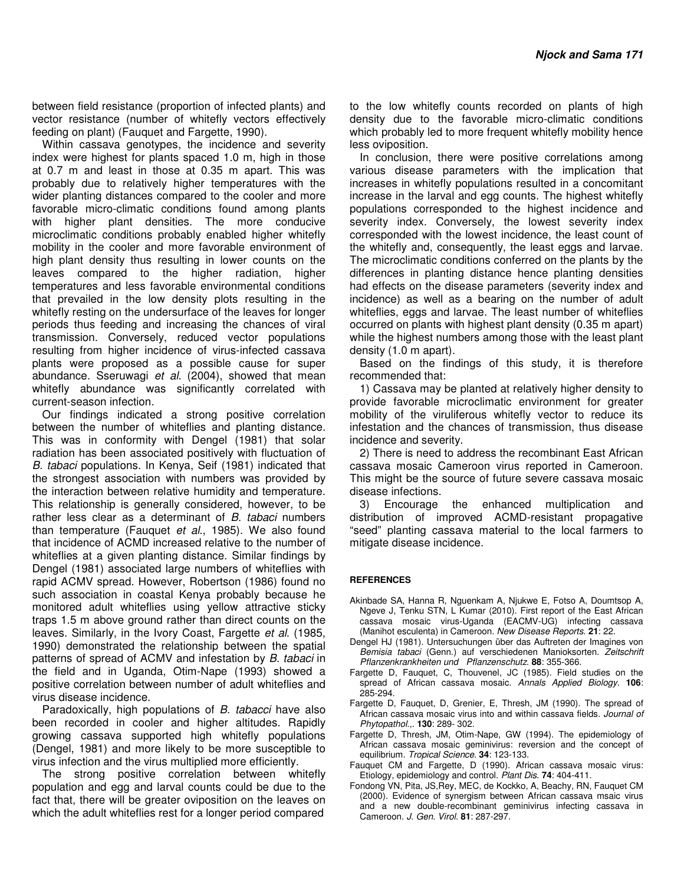between field resistance (proportion of infected plants) and vector resistance (number of whitefly vectors effectively feeding on plant) (Fauquet and Fargette, 1990).

Within cassava genotypes, the incidence and severity index were highest for plants spaced 1.0 m, high in those at 0.7 m and least in those at 0.35 m apart. This was probably due to relatively higher temperatures with the wider planting distances compared to the cooler and more favorable micro-climatic conditions found among plants with higher plant densities. The more conducive microclimatic conditions probably enabled higher whitefly mobility in the cooler and more favorable environment of high plant density thus resulting in lower counts on the leaves compared to the higher radiation, higher temperatures and less favorable environmental conditions that prevailed in the low density plots resulting in the whitefly resting on the undersurface of the leaves for longer periods thus feeding and increasing the chances of viral transmission. Conversely, reduced vector populations resulting from higher incidence of virus-infected cassava plants were proposed as a possible cause for super abundance. Sseruwagi *et al*. (2004), showed that mean whitefly abundance was significantly correlated with current-season infection.

Our findings indicated a strong positive correlation between the number of whiteflies and planting distance. This was in conformity with Dengel (1981) that solar radiation has been associated positively with fluctuation of *B. tabaci* populations. In Kenya, Seif (1981) indicated that the strongest association with numbers was provided by the interaction between relative humidity and temperature. This relationship is generally considered, however, to be rather less clear as a determinant of *B. tabaci* numbers than temperature (Fauquet *et al*., 1985). We also found that incidence of ACMD increased relative to the number of whiteflies at a given planting distance. Similar findings by Dengel (1981) associated large numbers of whiteflies with rapid ACMV spread. However, Robertson (1986) found no such association in coastal Kenya probably because he monitored adult whiteflies using yellow attractive sticky traps 1.5 m above ground rather than direct counts on the leaves. Similarly, in the Ivory Coast, Fargette *et al*. (1985, 1990) demonstrated the relationship between the spatial patterns of spread of ACMV and infestation by *B. tabaci* in the field and in Uganda, Otim-Nape (1993) showed a positive correlation between number of adult whiteflies and virus disease incidence.

Paradoxically, high populations of *B. tabacci* have also been recorded in cooler and higher altitudes. Rapidly growing cassava supported high whitefly populations (Dengel, 1981) and more likely to be more susceptible to virus infection and the virus multiplied more efficiently.

The strong positive correlation between whitefly population and egg and larval counts could be due to the fact that, there will be greater oviposition on the leaves on which the adult whiteflies rest for a longer period compared to the low whitefly counts recorded on plants of high density due to the favorable micro-climatic conditions which probably led to more frequent whitefly mobility hence less oviposition.

In conclusion, there were positive correlations among various disease parameters with the implication that increases in whitefly populations resulted in a concomitant increase in the larval and egg counts. The highest whitefly populations corresponded to the highest incidence and severity index. Conversely, the lowest severity index corresponded with the lowest incidence, the least count of the whitefly and, consequently, the least eggs and larvae. The microclimatic conditions conferred on the plants by the differences in planting distance hence planting densities had effects on the disease parameters (severity index and incidence) as well as a bearing on the number of adult whiteflies, eggs and larvae. The least number of whiteflies occurred on plants with highest plant density (0.35 m apart) while the highest numbers among those with the least plant density (1.0 m apart).

Based on the findings of this study, it is therefore recommended that:

1) Cassava may be planted at relatively higher density to provide favorable microclimatic environment for greater mobility of the viruliferous whitefly vector to reduce its infestation and the chances of transmission, thus disease incidence and severity.

2) There is need to address the recombinant East African cassava mosaic Cameroon virus reported in Cameroon. This might be the source of future severe cassava mosaic disease infections.

3) Encourage the enhanced multiplication and distribution of improved ACMD-resistant propagative "seed" planting cassava material to the local farmers to mitigate disease incidence.

## REFERENCES

Akinbade SA, Hanna R, Nguenkam A, Njukwe E, Fotso A, Doumtsop A, Ngeve J, Tenku STN, L Kumar (2010). First report of the East African cassava mosaic virus-Uganda (EACMV-UG) infecting cassava (Manihot esculenta) in Cameroon. *New Disease Reports*. **21**: 22.

Dengel HJ (1981). Untersuchungen über das Auftreten der Imagines von *Bemisia tabaci* (Genn.) auf verschiedenen Manioksorten. *Zeitschrift Pflanzenkrankheiten und Pflanzenschutz*. **88**: 355-366.

Fargette D, Fauquet, C, Thouvenel, JC (1985). Field studies on the spread of African cassava mosaic. *Annals Applied Biology*. **106**: 285-294.

Fargette D, Fauquet, D, Grenier, E, Thresh, JM (1990). The spread of African cassava mosaic virus into and within cassava fields. *Journal of Phytopathol.,*. **130**: 289- 302.

Fargette D, Thresh, JM, Otim-Nape, GW (1994). The epidemiology of African cassava mosaic geminivirus: reversion and the concept of equilibrium. *Tropical Science*. **34**: 123-133.

Fauquet CM and Fargette, D (1990). African cassava mosaic virus: Etiology, epidemiology and control. *Plant Dis*. **74**: 404-411.

Fondong VN, Pita, JS,Rey, MEC, de Kockko, A, Beachy, RN, Fauquet CM (2000). Evidence of synergism between African cassava msaic virus and a new double-recombinant geminivirus infecting cassava in Cameroon. *J. Gen. Virol*. **81**: 287-297.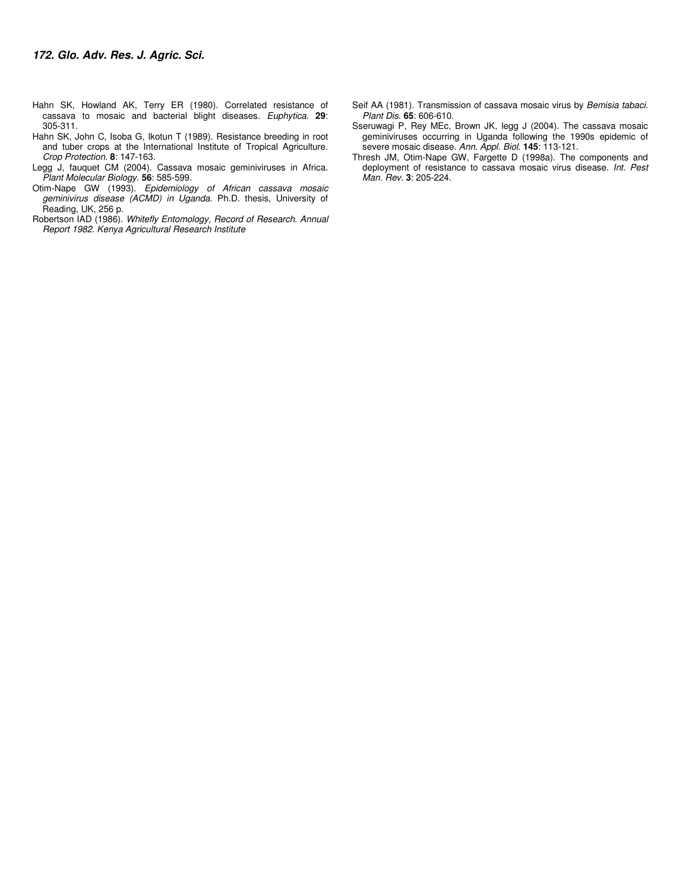Hahn SK, Howland AK, Terry ER (1980). Correlated resistance of cassava to mosaic and bacterial blight diseases. *Euphytica*. **29**: 305-311.

Hahn SK, John C, Isoba G, Ikotun T (1989). Resistance breeding in root and tuber crops at the International Institute of Tropical Agriculture. *Crop Protection*. **8**: 147-163.

Legg J, fauquet CM (2004). Cassava mosaic geminiviruses in Africa. *Plant Molecular Biology*. **56**: 585-599.

Otim-Nape GW (1993). *Epidemiology of African cassava mosaic geminivirus disease (ACMD) in Uganda*. Ph.D. thesis, University of Reading, UK, 256 p.

Robertson IAD (1986). *Whitefly Entomology, Record of Research. Annual Report 1982. Kenya Agricultural Research Institute*

Seif AA (1981). Transmission of cassava mosaic virus by *Bemisia tabaci*. *Plant Dis*. **65**: 606-610.

Sseruwagi P, Rey MEc, Brown JK, legg J (2004). The cassava mosaic geminiviruses occurring in Uganda following the 1990s epidemic of severe mosaic disease. *Ann. Appl. Biol*. **145**: 113-121.

Thresh JM, Otim-Nape GW, Fargette D (1998a). The components and deployment of resistance to cassava mosaic virus disease. *Int. Pest Man. Rev*. **3**: 205-224.